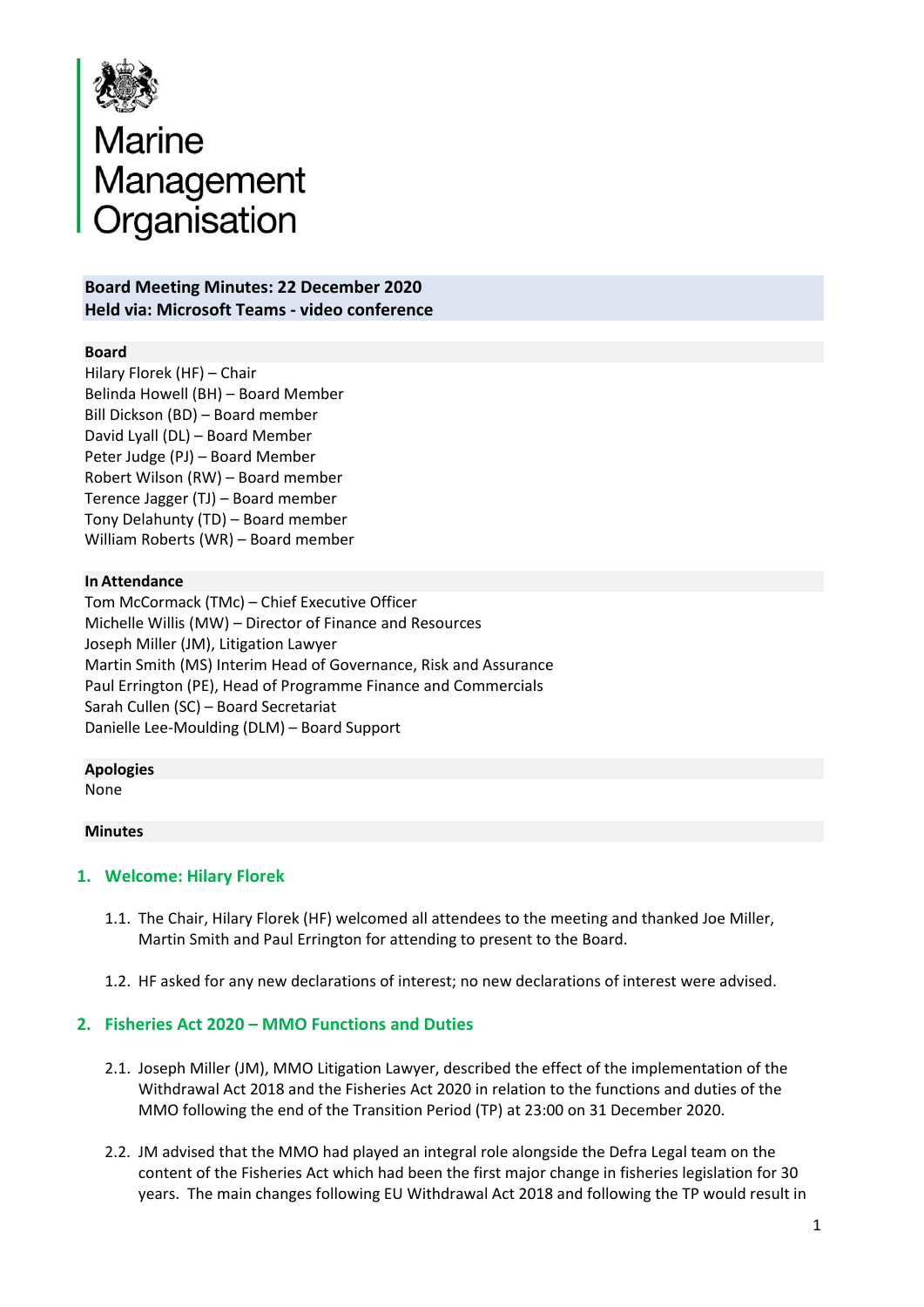Marine Management Organisation

**Board Meeting Minutes: 22 December 2020**
**Held via: Microsoft Teams - video conference**

**Board**

Hilary Florek (HF) – Chair
Belinda Howell (BH) – Board Member
Bill Dickson (BD) – Board member
David Lyall (DL) – Board Member
Peter Judge (PJ) – Board Member
Robert Wilson (RW) – Board member
Terence Jagger (TJ) – Board member
Tony Delahunty (TD) – Board member
William Roberts (WR) – Board member

**In Attendance**

Tom McCormack (TMc) – Chief Executive Officer
Michelle Willis (MW) – Director of Finance and Resources
Joseph Miller (JM), Litigation Lawyer
Martin Smith (MS) Interim Head of Governance, Risk and Assurance
Paul Errington (PE), Head of Programme Finance and Commercials
Sarah Cullen (SC) – Board Secretariat
Danielle Lee-Moulding (DLM) – Board Support

**Apologies**

None

**Minutes**

## 1. Welcome: Hilary Florek

1.1. The Chair, Hilary Florek (HF) welcomed all attendees to the meeting and thanked Joe Miller, Martin Smith and Paul Errington for attending to present to the Board.

1.2. HF asked for any new declarations of interest; no new declarations of interest were advised.

## 2. Fisheries Act 2020 – MMO Functions and Duties

2.1. Joseph Miller (JM), MMO Litigation Lawyer, described the effect of the implementation of the Withdrawal Act 2018 and the Fisheries Act 2020 in relation to the functions and duties of the MMO following the end of the Transition Period (TP) at 23:00 on 31 December 2020.

2.2. JM advised that the MMO had played an integral role alongside the Defra Legal team on the content of the Fisheries Act which had been the first major change in fisheries legislation for 30 years. The main changes following EU Withdrawal Act 2018 and following the TP would result in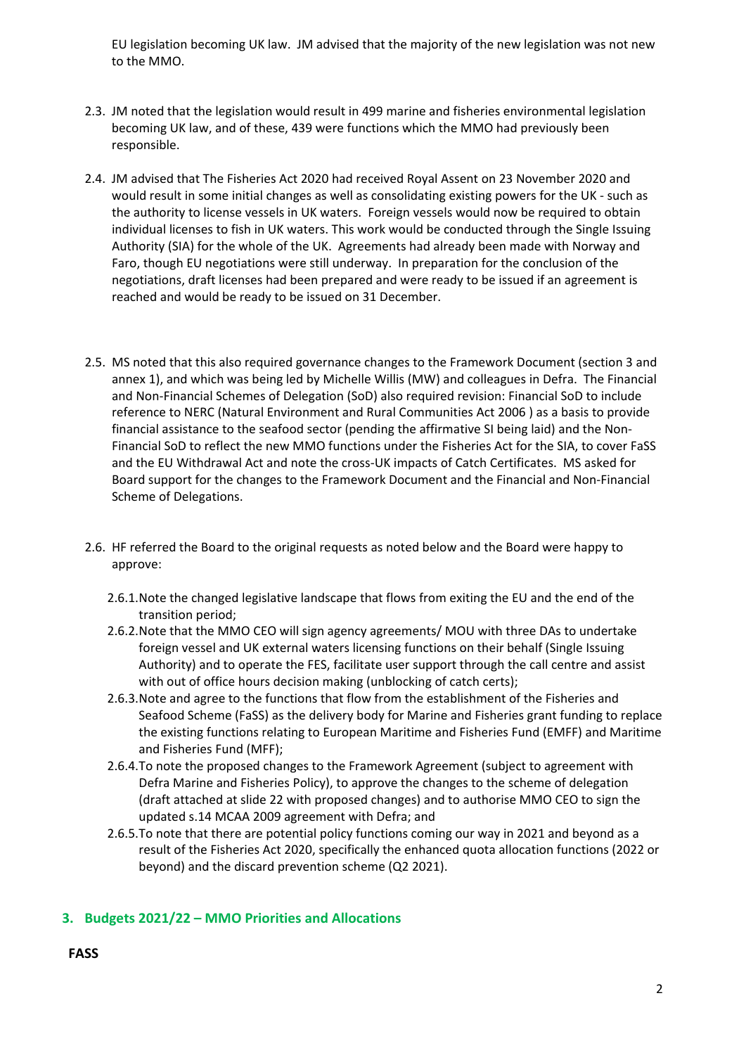EU legislation becoming UK law. JM advised that the majority of the new legislation was not new to the MMO.

2.3. JM noted that the legislation would result in 499 marine and fisheries environmental legislation becoming UK law, and of these, 439 were functions which the MMO had previously been responsible.

2.4. JM advised that The Fisheries Act 2020 had received Royal Assent on 23 November 2020 and would result in some initial changes as well as consolidating existing powers for the UK - such as the authority to license vessels in UK waters. Foreign vessels would now be required to obtain individual licenses to fish in UK waters. This work would be conducted through the Single Issuing Authority (SIA) for the whole of the UK. Agreements had already been made with Norway and Faro, though EU negotiations were still underway. In preparation for the conclusion of the negotiations, draft licenses had been prepared and were ready to be issued if an agreement is reached and would be ready to be issued on 31 December.

2.5. MS noted that this also required governance changes to the Framework Document (section 3 and annex 1), and which was being led by Michelle Willis (MW) and colleagues in Defra. The Financial and Non-Financial Schemes of Delegation (SoD) also required revision: Financial SoD to include reference to NERC (Natural Environment and Rural Communities Act 2006 ) as a basis to provide financial assistance to the seafood sector (pending the affirmative SI being laid) and the Non-Financial SoD to reflect the new MMO functions under the Fisheries Act for the SIA, to cover FaSS and the EU Withdrawal Act and note the cross-UK impacts of Catch Certificates. MS asked for Board support for the changes to the Framework Document and the Financial and Non-Financial Scheme of Delegations.

2.6. HF referred the Board to the original requests as noted below and the Board were happy to approve:

2.6.1. Note the changed legislative landscape that flows from exiting the EU and the end of the transition period;

2.6.2. Note that the MMO CEO will sign agency agreements/ MOU with three DAs to undertake foreign vessel and UK external waters licensing functions on their behalf (Single Issuing Authority) and to operate the FES, facilitate user support through the call centre and assist with out of office hours decision making (unblocking of catch certs);

2.6.3. Note and agree to the functions that flow from the establishment of the Fisheries and Seafood Scheme (FaSS) as the delivery body for Marine and Fisheries grant funding to replace the existing functions relating to European Maritime and Fisheries Fund (EMFF) and Maritime and Fisheries Fund (MFF);

2.6.4. To note the proposed changes to the Framework Agreement (subject to agreement with Defra Marine and Fisheries Policy), to approve the changes to the scheme of delegation (draft attached at slide 22 with proposed changes) and to authorise MMO CEO to sign the updated s.14 MCAA 2009 agreement with Defra; and

2.6.5. To note that there are potential policy functions coming our way in 2021 and beyond as a result of the Fisheries Act 2020, specifically the enhanced quota allocation functions (2022 or beyond) and the discard prevention scheme (Q2 2021).

## 3. Budgets 2021/22 – MMO Priorities and Allocations

**FASS**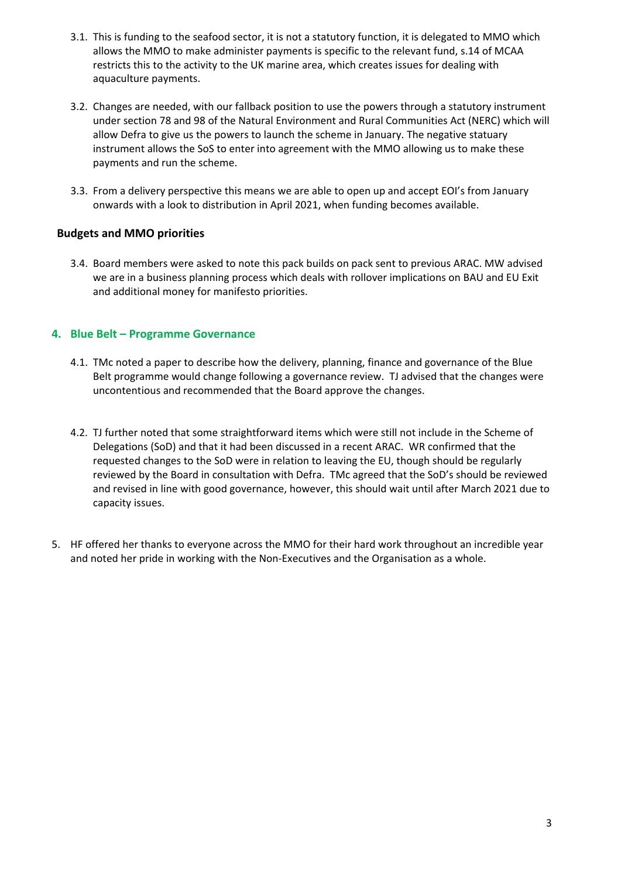3.1. This is funding to the seafood sector, it is not a statutory function, it is delegated to MMO which allows the MMO to make administer payments is specific to the relevant fund, s.14 of MCAA restricts this to the activity to the UK marine area, which creates issues for dealing with aquaculture payments.

3.2. Changes are needed, with our fallback position to use the powers through a statutory instrument under section 78 and 98 of the Natural Environment and Rural Communities Act (NERC) which will allow Defra to give us the powers to launch the scheme in January. The negative statuary instrument allows the SoS to enter into agreement with the MMO allowing us to make these payments and run the scheme.

3.3. From a delivery perspective this means we are able to open up and accept EOI's from January onwards with a look to distribution in April 2021, when funding becomes available.

**Budgets and MMO priorities**

3.4. Board members were asked to note this pack builds on pack sent to previous ARAC. MW advised we are in a business planning process which deals with rollover implications on BAU and EU Exit and additional money for manifesto priorities.

## 4. Blue Belt – Programme Governance

4.1. TMc noted a paper to describe how the delivery, planning, finance and governance of the Blue Belt programme would change following a governance review. TJ advised that the changes were uncontentious and recommended that the Board approve the changes.

4.2. TJ further noted that some straightforward items which were still not include in the Scheme of Delegations (SoD) and that it had been discussed in a recent ARAC. WR confirmed that the requested changes to the SoD were in relation to leaving the EU, though should be regularly reviewed by the Board in consultation with Defra. TMc agreed that the SoD's should be reviewed and revised in line with good governance, however, this should wait until after March 2021 due to capacity issues.

5. HF offered her thanks to everyone across the MMO for their hard work throughout an incredible year and noted her pride in working with the Non-Executives and the Organisation as a whole.